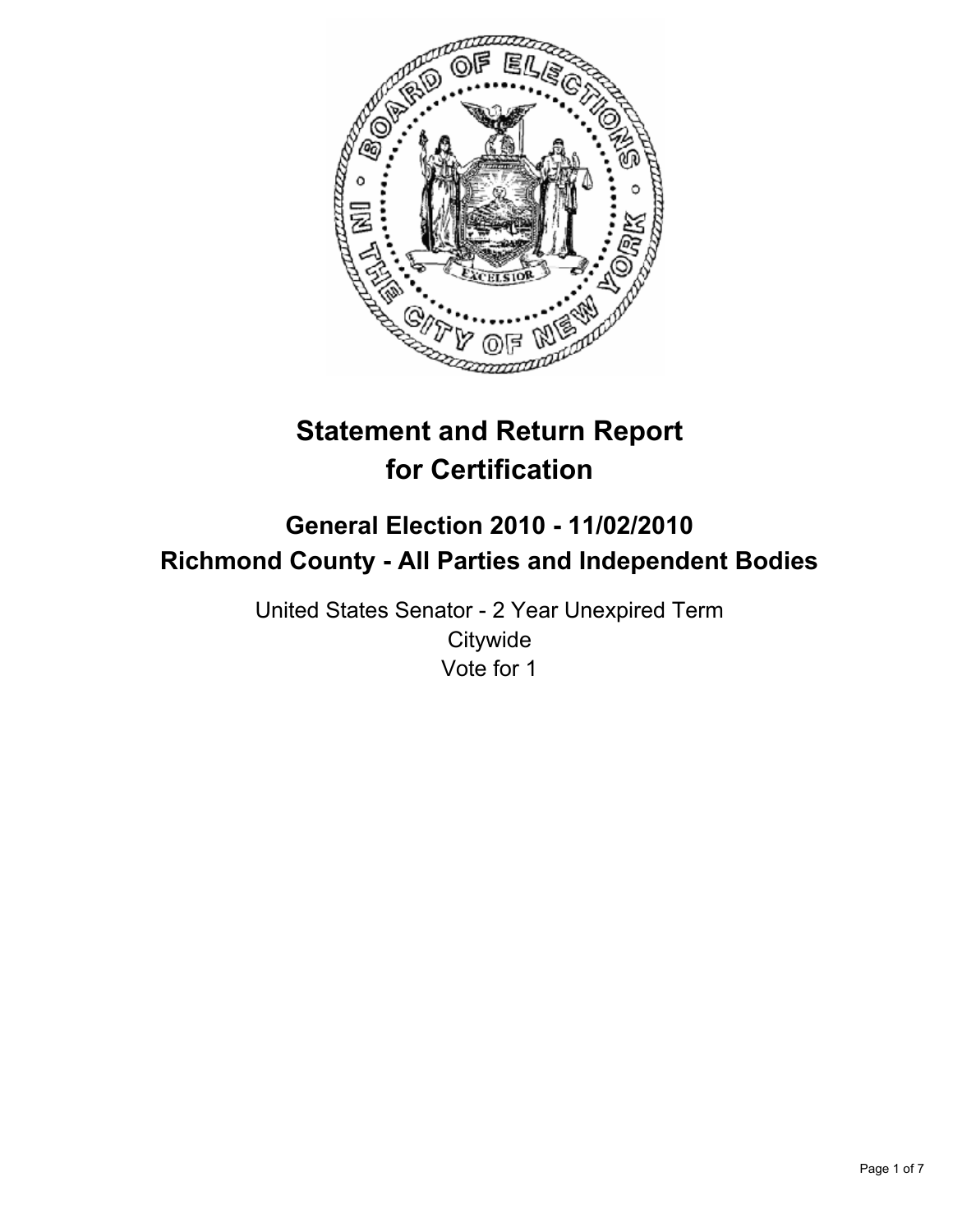# Statement and Return Report for Certification

## General Election 2010 - 11/02/2010
## Richmond County - All Parties and Independent Bodies

United States Senator - 2 Year Unexpired Term
Citywide
Vote for 1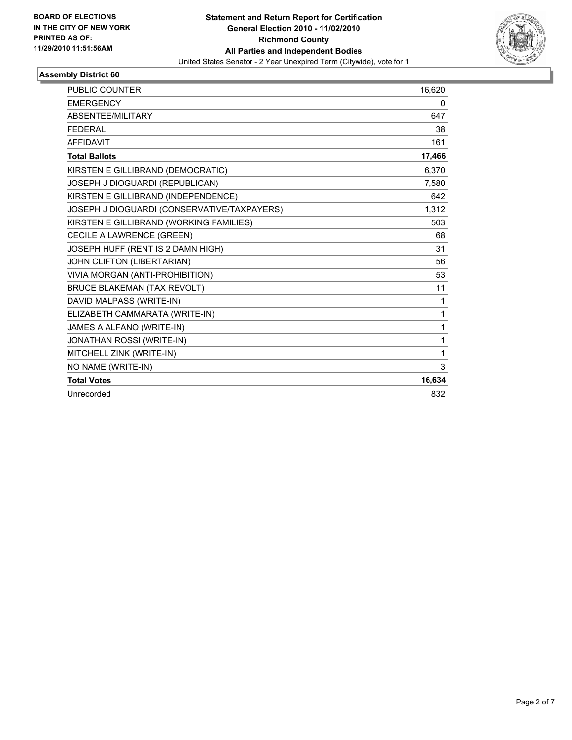**BOARD OF ELECTIONS IN THE CITY OF NEW YORK PRINTED AS OF: 11/29/2010 11:51:56AM**

**Statement and Return Report for Certification**
**General Election 2010 - 11/02/2010**
**Richmond County**
**All Parties and Independent Bodies**
United States Senator - 2 Year Unexpired Term (Citywide), vote for 1

## Assembly District 60

| | |
|---|---|
| PUBLIC COUNTER | 16,620 |
| EMERGENCY | 0 |
| ABSENTEE/MILITARY | 647 |
| FEDERAL | 38 |
| AFFIDAVIT | 161 |
| **Total Ballots** | **17,466** |
| KIRSTEN E GILLIBRAND (DEMOCRATIC) | 6,370 |
| JOSEPH J DIOGUARDI (REPUBLICAN) | 7,580 |
| KIRSTEN E GILLIBRAND (INDEPENDENCE) | 642 |
| JOSEPH J DIOGUARDI (CONSERVATIVE/TAXPAYERS) | 1,312 |
| KIRSTEN E GILLIBRAND (WORKING FAMILIES) | 503 |
| CECILE A LAWRENCE (GREEN) | 68 |
| JOSEPH HUFF (RENT IS 2 DAMN HIGH) | 31 |
| JOHN CLIFTON (LIBERTARIAN) | 56 |
| VIVIA MORGAN (ANTI-PROHIBITION) | 53 |
| BRUCE BLAKEMAN (TAX REVOLT) | 11 |
| DAVID MALPASS (WRITE-IN) | 1 |
| ELIZABETH CAMMARATA (WRITE-IN) | 1 |
| JAMES A ALFANO (WRITE-IN) | 1 |
| JONATHAN ROSSI (WRITE-IN) | 1 |
| MITCHELL ZINK (WRITE-IN) | 1 |
| NO NAME (WRITE-IN) | 3 |
| **Total Votes** | **16,634** |
| Unrecorded | 832 |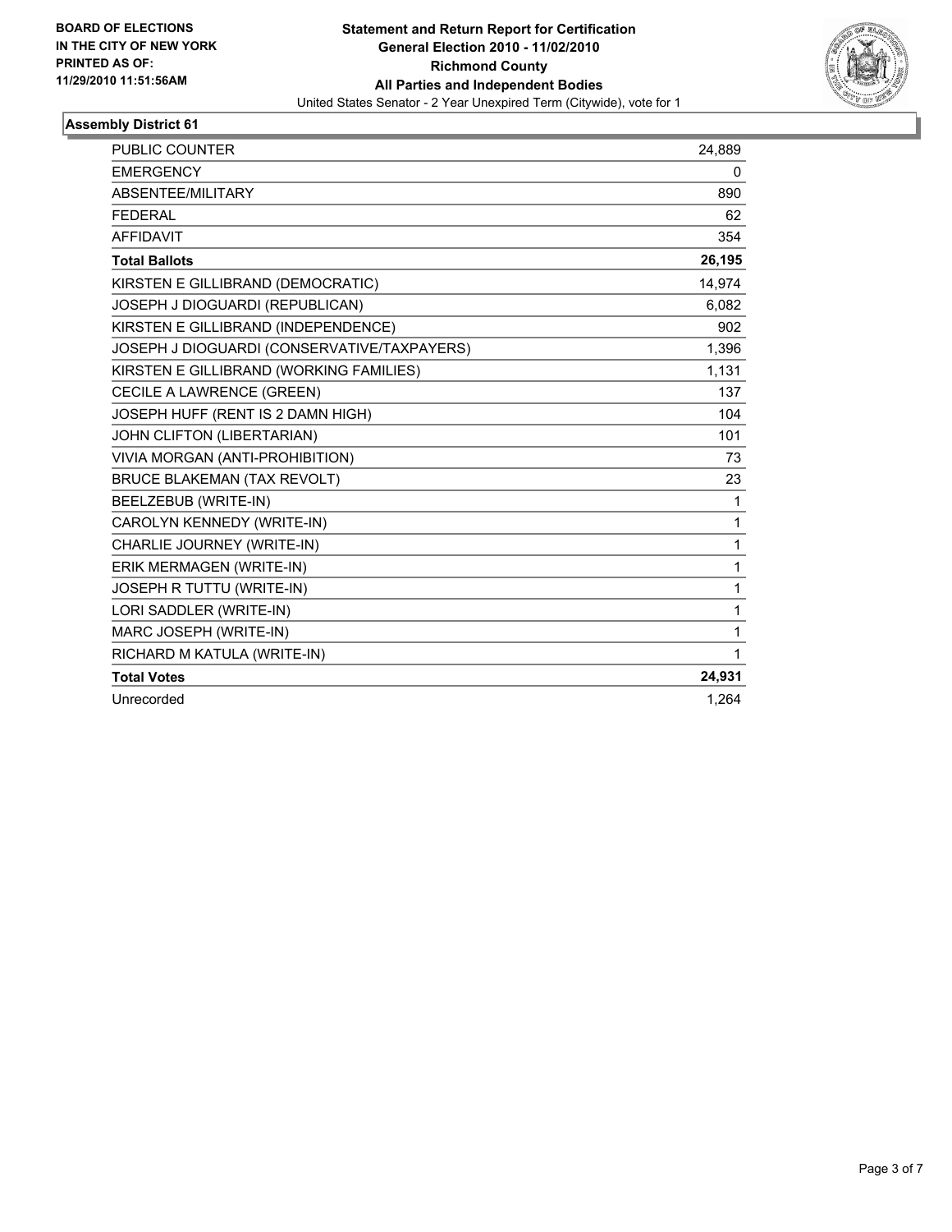**BOARD OF ELECTIONS IN THE CITY OF NEW YORK PRINTED AS OF: 11/29/2010 11:51:56AM**

**Statement and Return Report for Certification**
**General Election 2010 - 11/02/2010**
**Richmond County**
**All Parties and Independent Bodies**
United States Senator - 2 Year Unexpired Term (Citywide), vote for 1

## Assembly District 61

| | |
|---|---|
| PUBLIC COUNTER | 24,889 |
| EMERGENCY | 0 |
| ABSENTEE/MILITARY | 890 |
| FEDERAL | 62 |
| AFFIDAVIT | 354 |
| **Total Ballots** | **26,195** |
| KIRSTEN E GILLIBRAND (DEMOCRATIC) | 14,974 |
| JOSEPH J DIOGUARDI (REPUBLICAN) | 6,082 |
| KIRSTEN E GILLIBRAND (INDEPENDENCE) | 902 |
| JOSEPH J DIOGUARDI (CONSERVATIVE/TAXPAYERS) | 1,396 |
| KIRSTEN E GILLIBRAND (WORKING FAMILIES) | 1,131 |
| CECILE A LAWRENCE (GREEN) | 137 |
| JOSEPH HUFF (RENT IS 2 DAMN HIGH) | 104 |
| JOHN CLIFTON (LIBERTARIAN) | 101 |
| VIVIA MORGAN (ANTI-PROHIBITION) | 73 |
| BRUCE BLAKEMAN (TAX REVOLT) | 23 |
| BEELZEBUB (WRITE-IN) | 1 |
| CAROLYN KENNEDY (WRITE-IN) | 1 |
| CHARLIE JOURNEY (WRITE-IN) | 1 |
| ERIK MERMAGEN (WRITE-IN) | 1 |
| JOSEPH R TUTTU (WRITE-IN) | 1 |
| LORI SADDLER (WRITE-IN) | 1 |
| MARC JOSEPH (WRITE-IN) | 1 |
| RICHARD M KATULA (WRITE-IN) | 1 |
| **Total Votes** | **24,931** |
| Unrecorded | 1,264 |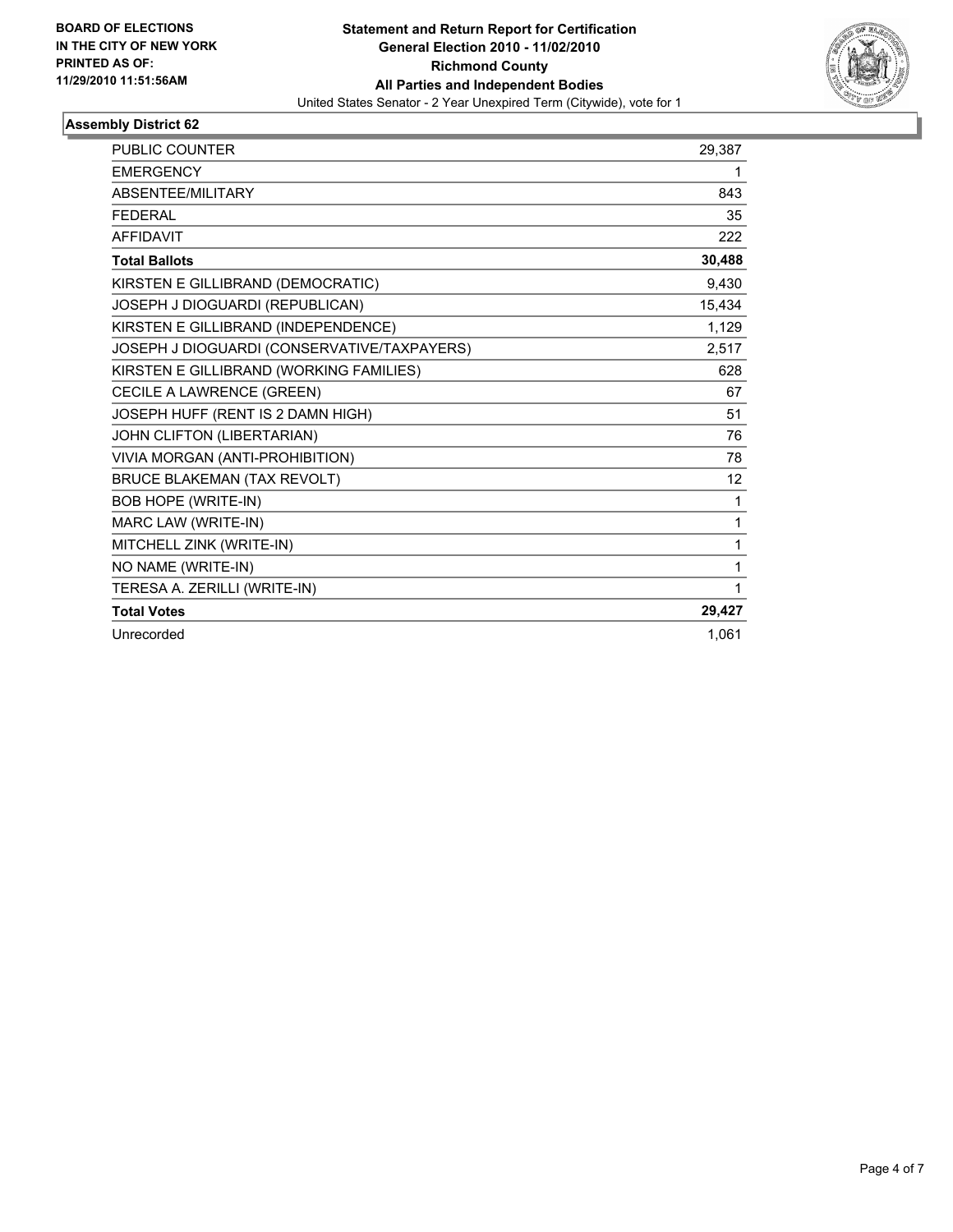**BOARD OF ELECTIONS IN THE CITY OF NEW YORK PRINTED AS OF: 11/29/2010 11:51:56AM**

**Statement and Return Report for Certification**
**General Election 2010 - 11/02/2010**
**Richmond County**
**All Parties and Independent Bodies**
United States Senator - 2 Year Unexpired Term (Citywide), vote for 1

## Assembly District 62

| | |
|---|---|
| PUBLIC COUNTER | 29,387 |
| EMERGENCY | 1 |
| ABSENTEE/MILITARY | 843 |
| FEDERAL | 35 |
| AFFIDAVIT | 222 |
| **Total Ballots** | **30,488** |
| KIRSTEN E GILLIBRAND (DEMOCRATIC) | 9,430 |
| JOSEPH J DIOGUARDI (REPUBLICAN) | 15,434 |
| KIRSTEN E GILLIBRAND (INDEPENDENCE) | 1,129 |
| JOSEPH J DIOGUARDI (CONSERVATIVE/TAXPAYERS) | 2,517 |
| KIRSTEN E GILLIBRAND (WORKING FAMILIES) | 628 |
| CECILE A LAWRENCE (GREEN) | 67 |
| JOSEPH HUFF (RENT IS 2 DAMN HIGH) | 51 |
| JOHN CLIFTON (LIBERTARIAN) | 76 |
| VIVIA MORGAN (ANTI-PROHIBITION) | 78 |
| BRUCE BLAKEMAN (TAX REVOLT) | 12 |
| BOB HOPE (WRITE-IN) | 1 |
| MARC LAW (WRITE-IN) | 1 |
| MITCHELL ZINK (WRITE-IN) | 1 |
| NO NAME (WRITE-IN) | 1 |
| TERESA A. ZERILLI (WRITE-IN) | 1 |
| **Total Votes** | **29,427** |
| Unrecorded | 1,061 |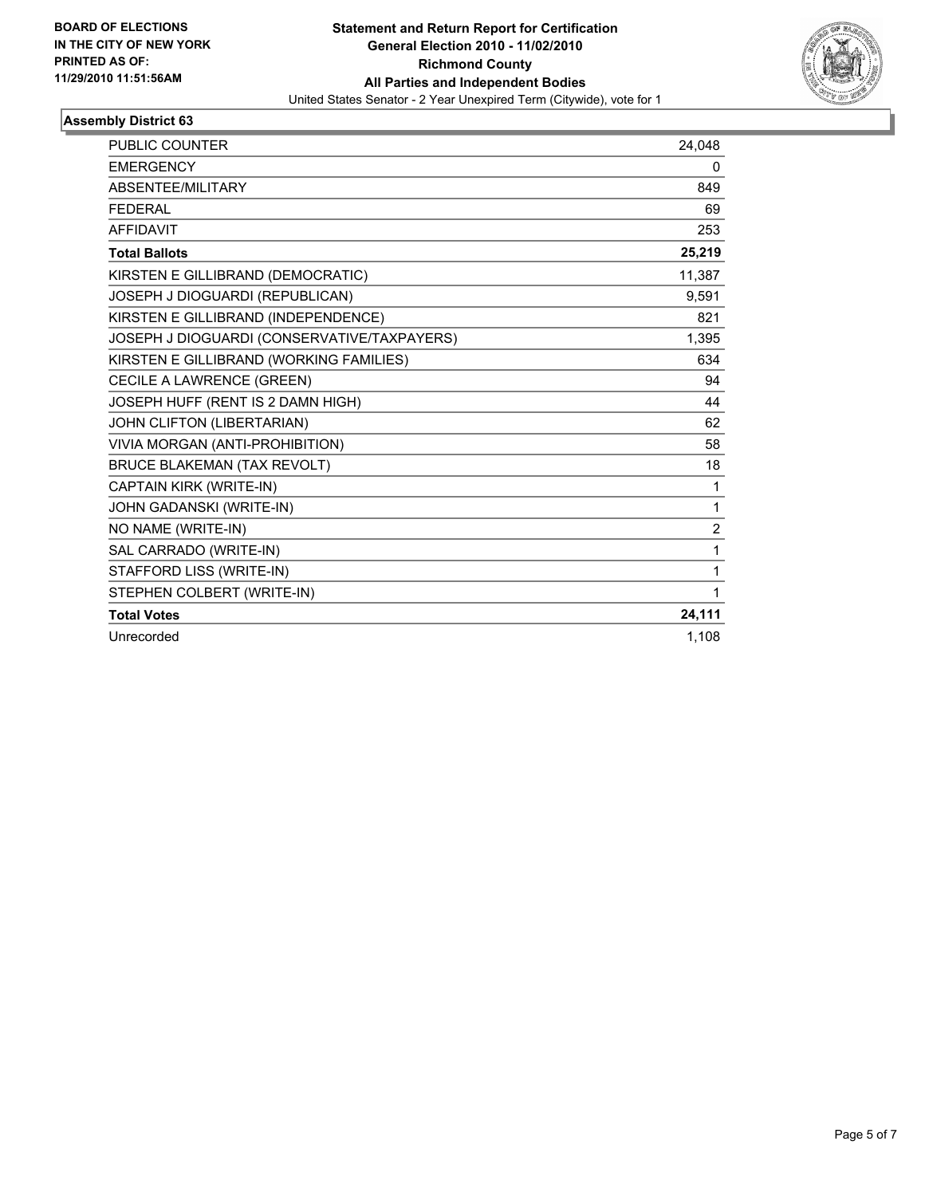**BOARD OF ELECTIONS IN THE CITY OF NEW YORK PRINTED AS OF: 11/29/2010 11:51:56AM**

**Statement and Return Report for Certification**
**General Election 2010 - 11/02/2010**
**Richmond County**
**All Parties and Independent Bodies**
United States Senator - 2 Year Unexpired Term (Citywide), vote for 1

### Assembly District 63

| | |
|---|---|
| PUBLIC COUNTER | 24,048 |
| EMERGENCY | 0 |
| ABSENTEE/MILITARY | 849 |
| FEDERAL | 69 |
| AFFIDAVIT | 253 |
| **Total Ballots** | **25,219** |
| KIRSTEN E GILLIBRAND (DEMOCRATIC) | 11,387 |
| JOSEPH J DIOGUARDI (REPUBLICAN) | 9,591 |
| KIRSTEN E GILLIBRAND (INDEPENDENCE) | 821 |
| JOSEPH J DIOGUARDI (CONSERVATIVE/TAXPAYERS) | 1,395 |
| KIRSTEN E GILLIBRAND (WORKING FAMILIES) | 634 |
| CECILE A LAWRENCE (GREEN) | 94 |
| JOSEPH HUFF (RENT IS 2 DAMN HIGH) | 44 |
| JOHN CLIFTON (LIBERTARIAN) | 62 |
| VIVIA MORGAN (ANTI-PROHIBITION) | 58 |
| BRUCE BLAKEMAN (TAX REVOLT) | 18 |
| CAPTAIN KIRK (WRITE-IN) | 1 |
| JOHN GADANSKI (WRITE-IN) | 1 |
| NO NAME (WRITE-IN) | 2 |
| SAL CARRADO (WRITE-IN) | 1 |
| STAFFORD LISS (WRITE-IN) | 1 |
| STEPHEN COLBERT (WRITE-IN) | 1 |
| **Total Votes** | **24,111** |
| Unrecorded | 1,108 |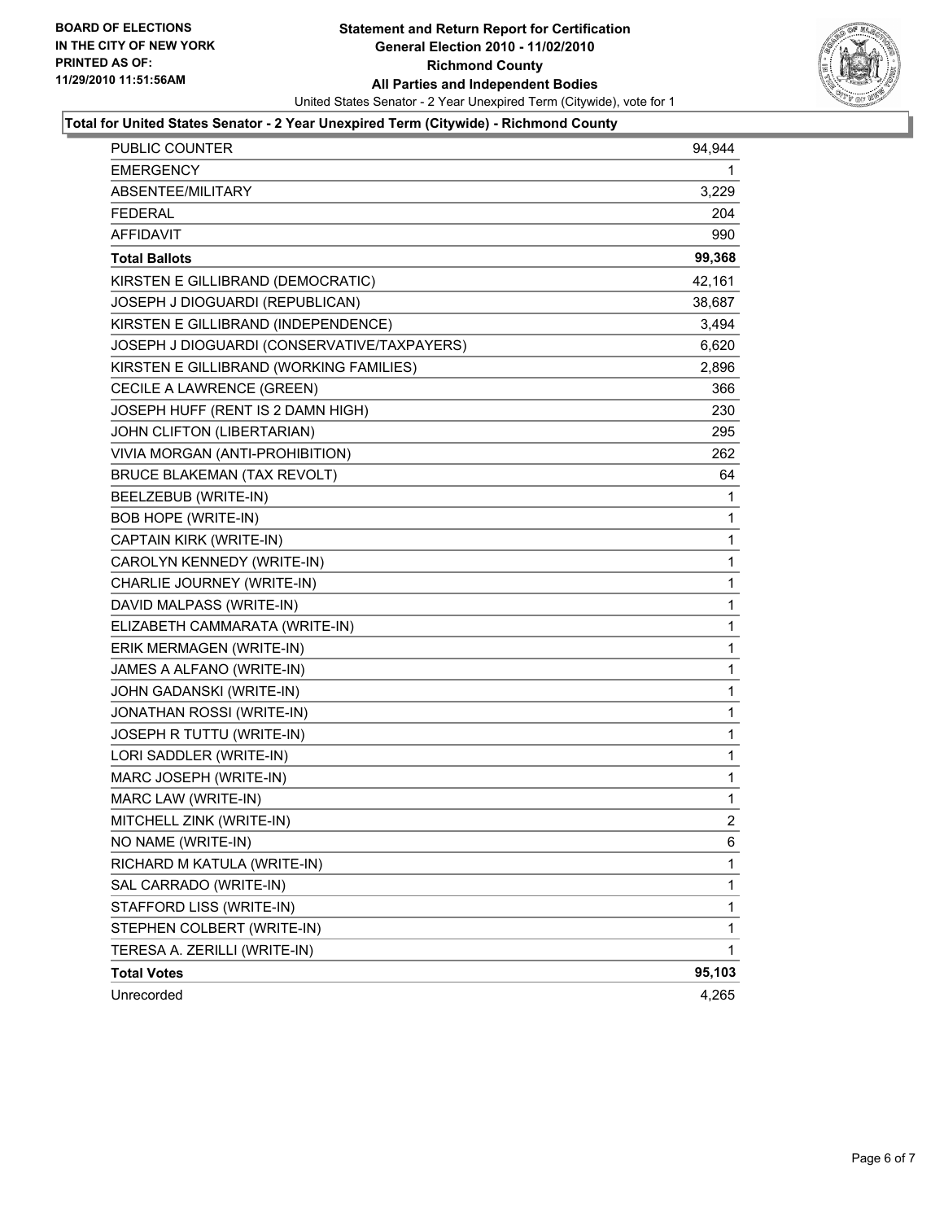BOARD OF ELECTIONS
IN THE CITY OF NEW YORK
PRINTED AS OF:
11/29/2010 11:51:56AM

# Statement and Return Report for Certification
## General Election 2010 - 11/02/2010
## Richmond County
## All Parties and Independent Bodies

United States Senator - 2 Year Unexpired Term (Citywide), vote for 1

**Total for United States Senator - 2 Year Unexpired Term (Citywide) - Richmond County**

| | |
|---|---|
| PUBLIC COUNTER | 94,944 |
| EMERGENCY | 1 |
| ABSENTEE/MILITARY | 3,229 |
| FEDERAL | 204 |
| AFFIDAVIT | 990 |
| **Total Ballots** | **99,368** |
| KIRSTEN E GILLIBRAND (DEMOCRATIC) | 42,161 |
| JOSEPH J DIOGUARDI (REPUBLICAN) | 38,687 |
| KIRSTEN E GILLIBRAND (INDEPENDENCE) | 3,494 |
| JOSEPH J DIOGUARDI (CONSERVATIVE/TAXPAYERS) | 6,620 |
| KIRSTEN E GILLIBRAND (WORKING FAMILIES) | 2,896 |
| CECILE A LAWRENCE (GREEN) | 366 |
| JOSEPH HUFF (RENT IS 2 DAMN HIGH) | 230 |
| JOHN CLIFTON (LIBERTARIAN) | 295 |
| VIVIA MORGAN (ANTI-PROHIBITION) | 262 |
| BRUCE BLAKEMAN (TAX REVOLT) | 64 |
| BEELZEBUB (WRITE-IN) | 1 |
| BOB HOPE (WRITE-IN) | 1 |
| CAPTAIN KIRK (WRITE-IN) | 1 |
| CAROLYN KENNEDY (WRITE-IN) | 1 |
| CHARLIE JOURNEY (WRITE-IN) | 1 |
| DAVID MALPASS (WRITE-IN) | 1 |
| ELIZABETH CAMMARATA (WRITE-IN) | 1 |
| ERIK MERMAGEN (WRITE-IN) | 1 |
| JAMES A ALFANO (WRITE-IN) | 1 |
| JOHN GADANSKI (WRITE-IN) | 1 |
| JONATHAN ROSSI (WRITE-IN) | 1 |
| JOSEPH R TUTTU (WRITE-IN) | 1 |
| LORI SADDLER (WRITE-IN) | 1 |
| MARC JOSEPH (WRITE-IN) | 1 |
| MARC LAW (WRITE-IN) | 1 |
| MITCHELL ZINK (WRITE-IN) | 2 |
| NO NAME (WRITE-IN) | 6 |
| RICHARD M KATULA (WRITE-IN) | 1 |
| SAL CARRADO (WRITE-IN) | 1 |
| STAFFORD LISS (WRITE-IN) | 1 |
| STEPHEN COLBERT (WRITE-IN) | 1 |
| TERESA A. ZERILLI (WRITE-IN) | 1 |
| **Total Votes** | **95,103** |
| Unrecorded | 4,265 |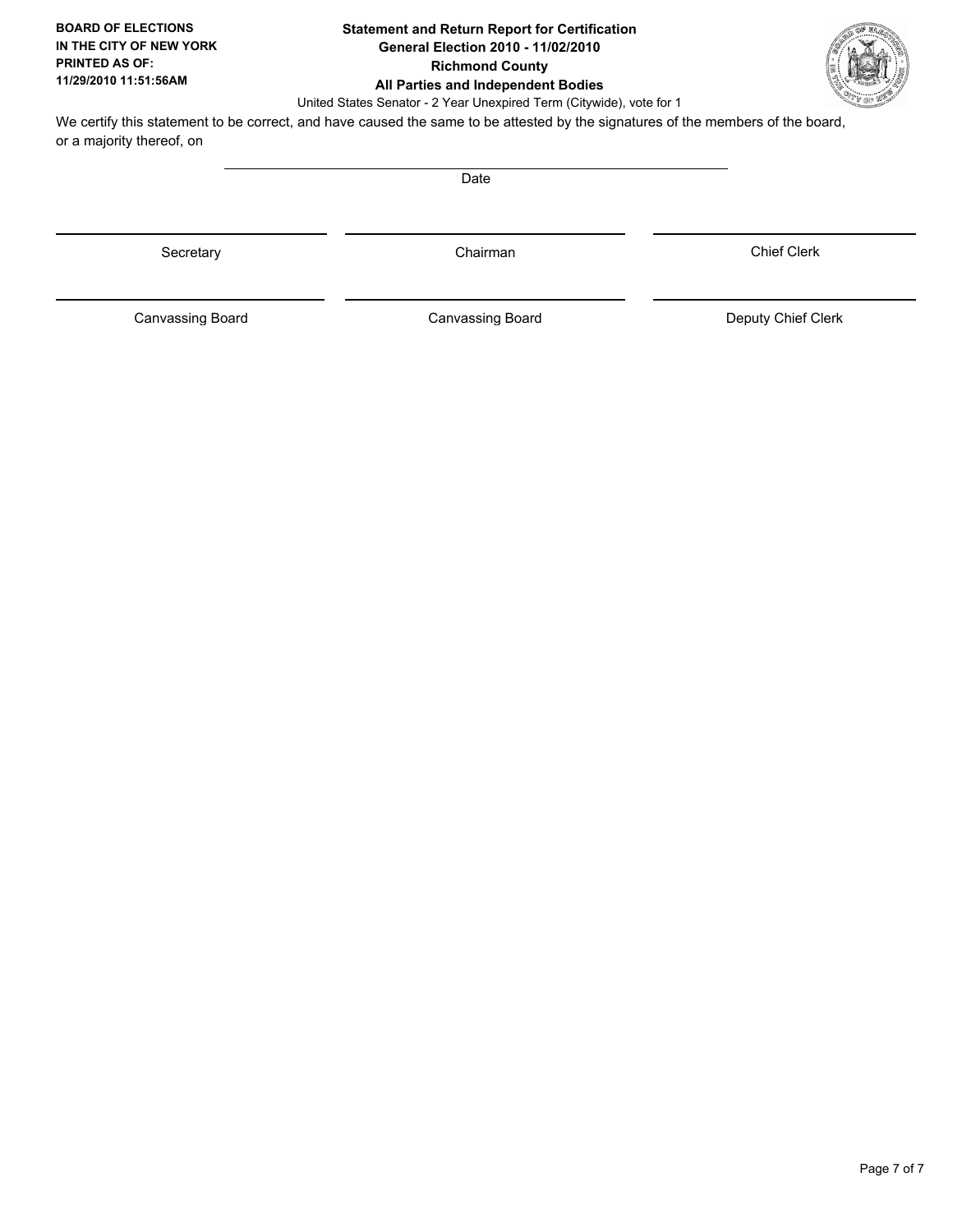**BOARD OF ELECTIONS IN THE CITY OF NEW YORK PRINTED AS OF: 11/29/2010 11:51:56AM**

**Statement and Return Report for Certification**
**General Election 2010 - 11/02/2010**
**Richmond County**
**All Parties and Independent Bodies**

United States Senator - 2 Year Unexpired Term (Citywide), vote for 1

We certify this statement to be correct, and have caused the same to be attested by the signatures of the members of the board, or a majority thereof, on

Date

Secretary

Chairman

Chief Clerk

Canvassing Board

Canvassing Board

Deputy Chief Clerk